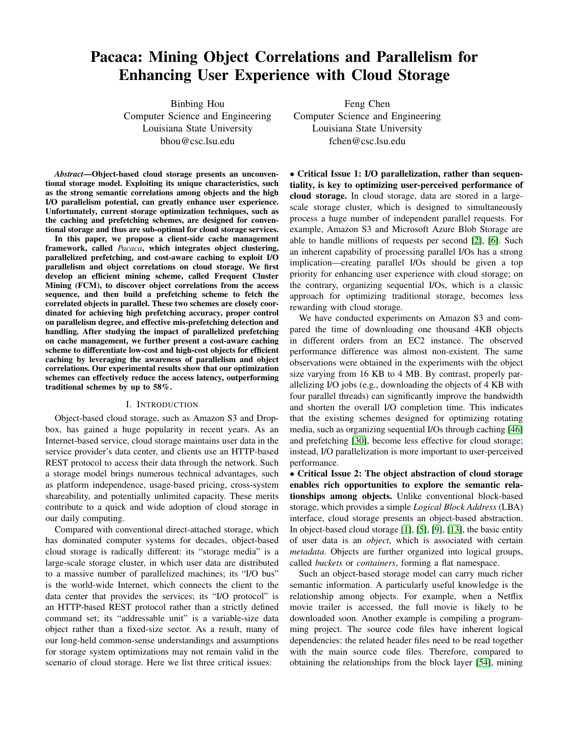# Pacaca: Mining Object Correlations and Parallelism for Enhancing User Experience with Cloud Storage

Binbing Hou
Computer Science and Engineering
Louisiana State University
bhou@csc.lsu.edu

Feng Chen
Computer Science and Engineering
Louisiana State University
fchen@csc.lsu.edu

***Abstract*—Object-based cloud storage presents an unconventional storage model. Exploiting its unique characteristics, such as the strong semantic correlations among objects and the high I/O parallelism potential, can greatly enhance user experience. Unfortunately, current storage optimization techniques, such as the caching and prefetching schemes, are designed for conventional storage and thus are sub-optimal for cloud storage services.**

**In this paper, we propose a client-side cache management framework, called *Pacaca*, which integrates object clustering, parallelized prefetching, and cost-aware caching to exploit I/O parallelism and object correlations on cloud storage. We first develop an efficient mining scheme, called Frequent Cluster Mining (FCM), to discover object correlations from the access sequence, and then build a prefetching scheme to fetch the correlated objects in parallel. These two schemes are closely coordinated for achieving high prefetching accuracy, proper control on parallelism degree, and effective mis-prefetching detection and handling. After studying the impact of parallelized prefetching on cache management, we further present a cost-aware caching scheme to differentiate low-cost and high-cost objects for efficient caching by leveraging the awareness of parallelism and object correlations. Our experimental results show that our optimization schemes can effectively reduce the access latency, outperforming traditional schemes by up to 58%.**

## I. Introduction

Object-based cloud storage, such as Amazon S3 and Dropbox, has gained a huge popularity in recent years. As an Internet-based service, cloud storage maintains user data in the service provider's data center, and clients use an HTTP-based REST protocol to access their data through the network. Such a storage model brings numerous technical advantages, such as platform independence, usage-based pricing, cross-system shareability, and potentially unlimited capacity. These merits contribute to a quick and wide adoption of cloud storage in our daily computing.

Compared with conventional direct-attached storage, which has dominated computer systems for decades, object-based cloud storage is radically different: its "storage media" is a large-scale storage cluster, in which user data are distributed to a massive number of parallelized machines; its "I/O bus" is the world-wide Internet, which connects the client to the data center that provides the services; its "I/O protocol" is an HTTP-based REST protocol rather than a strictly defined command set; its "addressable unit" is a variable-size data object rather than a fixed-size sector. As a result, many of our long-held common-sense understandings and assumptions for storage system optimizations may not remain valid in the scenario of cloud storage. Here we list three critical issues:

• **Critical Issue 1: I/O parallelization, rather than sequentiality, is key to optimizing user-perceived performance of cloud storage.** In cloud storage, data are stored in a large-scale storage cluster, which is designed to simultaneously process a huge number of independent parallel requests. For example, Amazon S3 and Microsoft Azure Blob Storage are able to handle millions of requests per second [2], [6]. Such an inherent capability of processing parallel I/Os has a strong implication—creating parallel I/Os should be given a top priority for enhancing user experience with cloud storage; on the contrary, organizing sequential I/Os, which is a classic approach for optimizing traditional storage, becomes less rewarding with cloud storage.

We have conducted experiments on Amazon S3 and compared the time of downloading one thousand 4KB objects in different orders from an EC2 instance. The observed performance difference was almost non-existent. The same observations were obtained in the experiments with the object size varying from 16 KB to 4 MB. By contrast, properly parallelizing I/O jobs (e.g., downloading the objects of 4 KB with four parallel threads) can significantly improve the bandwidth and shorten the overall I/O completion time. This indicates that the existing schemes designed for optimizing rotating media, such as organizing sequential I/Os through caching [46] and prefetching [30], become less effective for cloud storage; instead, I/O parallelization is more important to user-perceived performance.

• **Critical Issue 2: The object abstraction of cloud storage enables rich opportunities to explore the semantic relationships among objects.** Unlike conventional block-based storage, which provides a simple *Logical Block Address* (LBA) interface, cloud storage presents an object-based abstraction. In object-based cloud storage [1], [5], [9], [13], the basic entity of user data is an *object*, which is associated with certain *metadata*. Objects are further organized into logical groups, called *buckets* or *containers*, forming a flat namespace.

Such an object-based storage model can carry much richer semantic information. A particularly useful knowledge is the relationship among objects. For example, when a Netflix movie trailer is accessed, the full movie is likely to be downloaded soon. Another example is compiling a programming project. The source code files have inherent logical dependencies: the related header files need to be read together with the main source code files. Therefore, compared to obtaining the relationships from the block layer [54], mining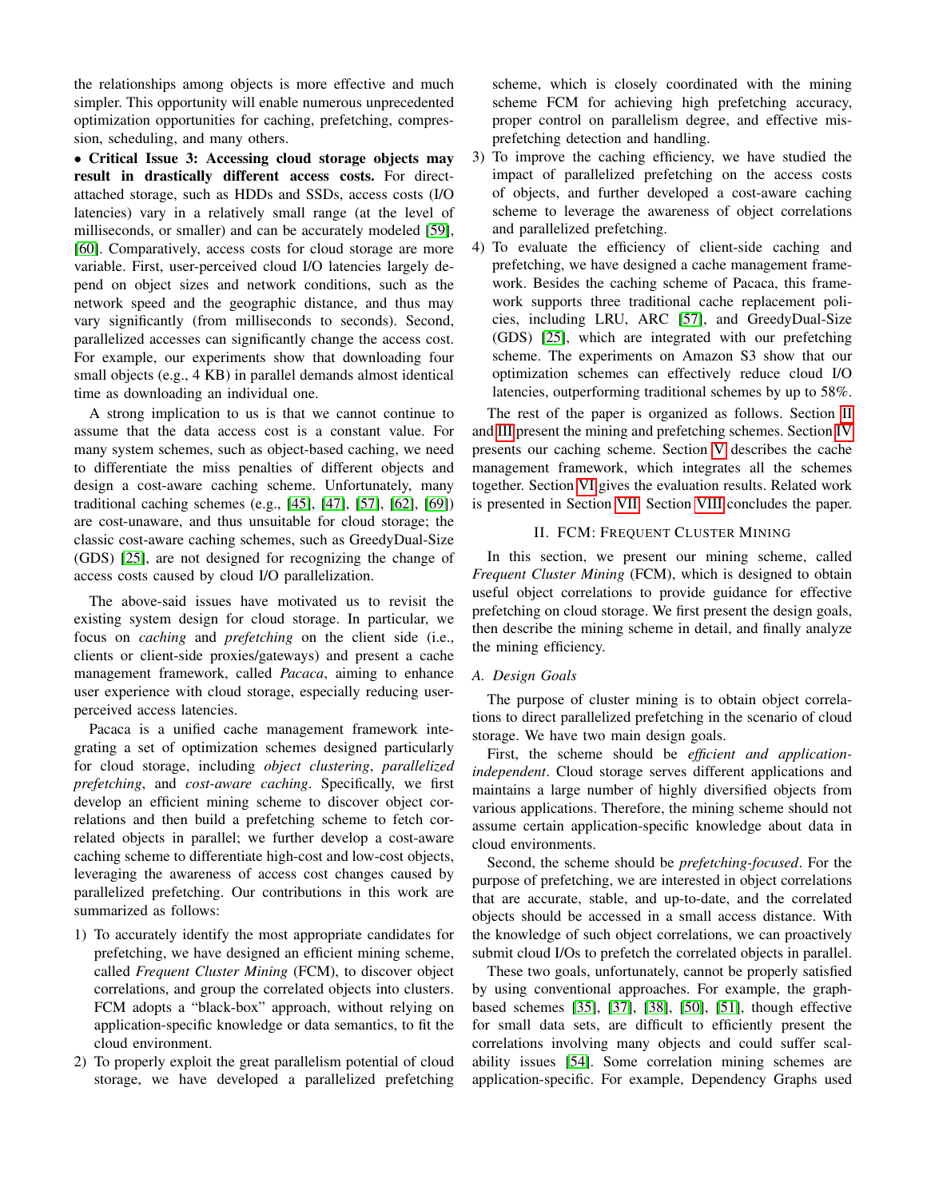the relationships among objects is more effective and much simpler. This opportunity will enable numerous unprecedented optimization opportunities for caching, prefetching, compression, scheduling, and many others.

• **Critical Issue 3: Accessing cloud storage objects may result in drastically different access costs.** For direct-attached storage, such as HDDs and SSDs, access costs (I/O latencies) vary in a relatively small range (at the level of milliseconds, or smaller) and can be accurately modeled [59], [60]. Comparatively, access costs for cloud storage are more variable. First, user-perceived cloud I/O latencies largely depend on object sizes and network conditions, such as the network speed and the geographic distance, and thus may vary significantly (from milliseconds to seconds). Second, parallelized accesses can significantly change the access cost. For example, our experiments show that downloading four small objects (e.g., 4 KB) in parallel demands almost identical time as downloading an individual one.

A strong implication to us is that we cannot continue to assume that the data access cost is a constant value. For many system schemes, such as object-based caching, we need to differentiate the miss penalties of different objects and design a cost-aware caching scheme. Unfortunately, many traditional caching schemes (e.g., [45], [47], [57], [62], [69]) are cost-unaware, and thus unsuitable for cloud storage; the classic cost-aware caching schemes, such as GreedyDual-Size (GDS) [25], are not designed for recognizing the change of access costs caused by cloud I/O parallelization.

The above-said issues have motivated us to revisit the existing system design for cloud storage. In particular, we focus on *caching* and *prefetching* on the client side (i.e., clients or client-side proxies/gateways) and present a cache management framework, called *Pacaca*, aiming to enhance user experience with cloud storage, especially reducing user-perceived access latencies.

Pacaca is a unified cache management framework integrating a set of optimization schemes designed particularly for cloud storage, including *object clustering*, *parallelized prefetching*, and *cost-aware caching*. Specifically, we first develop an efficient mining scheme to discover object correlations and then build a prefetching scheme to fetch correlated objects in parallel; we further develop a cost-aware caching scheme to differentiate high-cost and low-cost objects, leveraging the awareness of access cost changes caused by parallelized prefetching. Our contributions in this work are summarized as follows:

1) To accurately identify the most appropriate candidates for prefetching, we have designed an efficient mining scheme, called *Frequent Cluster Mining* (FCM), to discover object correlations, and group the correlated objects into clusters. FCM adopts a "black-box" approach, without relying on application-specific knowledge or data semantics, to fit the cloud environment.
2) To properly exploit the great parallelism potential of cloud storage, we have developed a parallelized prefetching scheme, which is closely coordinated with the mining scheme FCM for achieving high prefetching accuracy, proper control on parallelism degree, and effective mis-prefetching detection and handling.
3) To improve the caching efficiency, we have studied the impact of parallelized prefetching on the access costs of objects, and further developed a cost-aware caching scheme to leverage the awareness of object correlations and parallelized prefetching.
4) To evaluate the efficiency of client-side caching and prefetching, we have designed a cache management framework. Besides the caching scheme of Pacaca, this framework supports three traditional cache replacement policies, including LRU, ARC [57], and GreedyDual-Size (GDS) [25], which are integrated with our prefetching scheme. The experiments on Amazon S3 show that our optimization schemes can effectively reduce cloud I/O latencies, outperforming traditional schemes by up to 58%.

The rest of the paper is organized as follows. Section II and III present the mining and prefetching schemes. Section IV presents our caching scheme. Section V describes the cache management framework, which integrates all the schemes together. Section VI gives the evaluation results. Related work is presented in Section VII. Section VIII concludes the paper.

## II. FCM: Frequent Cluster Mining

In this section, we present our mining scheme, called *Frequent Cluster Mining* (FCM), which is designed to obtain useful object correlations to provide guidance for effective prefetching on cloud storage. We first present the design goals, then describe the mining scheme in detail, and finally analyze the mining efficiency.

### A. Design Goals

The purpose of cluster mining is to obtain object correlations to direct parallelized prefetching in the scenario of cloud storage. We have two main design goals.

First, the scheme should be *efficient and application-independent*. Cloud storage serves different applications and maintains a large number of highly diversified objects from various applications. Therefore, the mining scheme should not assume certain application-specific knowledge about data in cloud environments.

Second, the scheme should be *prefetching-focused*. For the purpose of prefetching, we are interested in object correlations that are accurate, stable, and up-to-date, and the correlated objects should be accessed in a small access distance. With the knowledge of such object correlations, we can proactively submit cloud I/Os to prefetch the correlated objects in parallel.

These two goals, unfortunately, cannot be properly satisfied by using conventional approaches. For example, the graph-based schemes [35], [37], [38], [50], [51], though effective for small data sets, are difficult to efficiently present the correlations involving many objects and could suffer scalability issues [54]. Some correlation mining schemes are application-specific. For example, Dependency Graphs used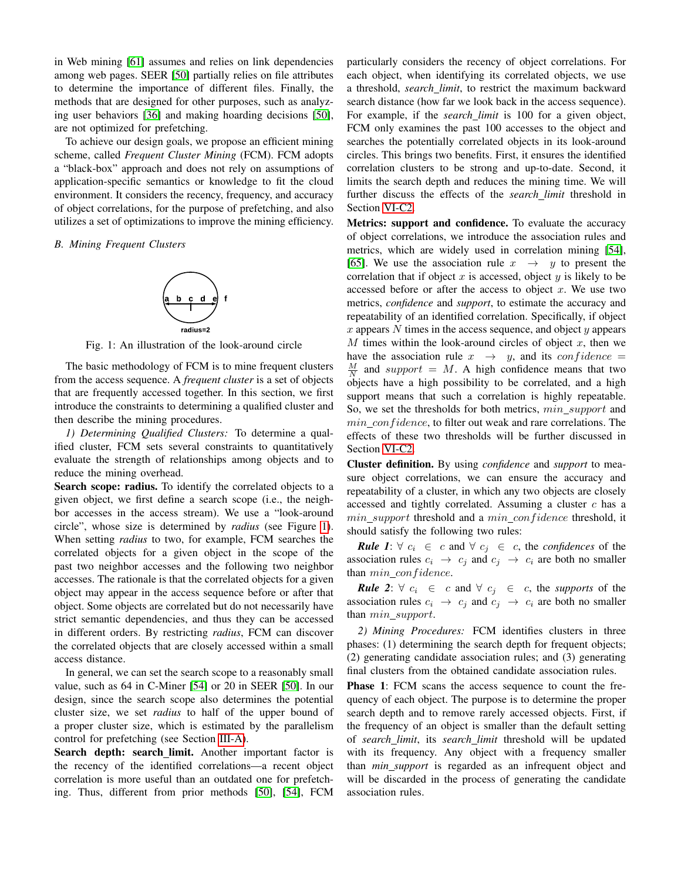in Web mining [61] assumes and relies on link dependencies among web pages. SEER [50] partially relies on file attributes to determine the importance of different files. Finally, the methods that are designed for other purposes, such as analyzing user behaviors [36] and making hoarding decisions [50], are not optimized for prefetching.

To achieve our design goals, we propose an efficient mining scheme, called *Frequent Cluster Mining* (FCM). FCM adopts a "black-box" approach and does not rely on assumptions of application-specific semantics or knowledge to fit the cloud environment. It considers the recency, frequency, and accuracy of object correlations, for the purpose of prefetching, and also utilizes a set of optimizations to improve the mining efficiency.

### *B. Mining Frequent Clusters*

Fig. 1: An illustration of the look-around circle

The basic methodology of FCM is to mine frequent clusters from the access sequence. A *frequent cluster* is a set of objects that are frequently accessed together. In this section, we first introduce the constraints to determining a qualified cluster and then describe the mining procedures.

*1) Determining Qualified Clusters:* To determine a qualified cluster, FCM sets several constraints to quantitatively evaluate the strength of relationships among objects and to reduce the mining overhead.

**Search scope: radius.** To identify the correlated objects to a given object, we first define a search scope (i.e., the neighbor accesses in the access stream). We use a "look-around circle", whose size is determined by *radius* (see Figure 1). When setting *radius* to two, for example, FCM searches the correlated objects for a given object in the scope of the past two neighbor accesses and the following two neighbor accesses. The rationale is that the correlated objects for a given object may appear in the access sequence before or after that object. Some objects are correlated but do not necessarily have strict semantic dependencies, and thus they can be accessed in different orders. By restricting *radius*, FCM can discover the correlated objects that are closely accessed within a small access distance.

In general, we can set the search scope to a reasonably small value, such as 64 in C-Miner [54] or 20 in SEER [50]. In our design, since the search scope also determines the potential cluster size, we set *radius* to half of the upper bound of a proper cluster size, which is estimated by the parallelism control for prefetching (see Section III-A).

**Search depth: search_limit.** Another important factor is the recency of the identified correlations—a recent object correlation is more useful than an outdated one for prefetching. Thus, different from prior methods [50], [54], FCM particularly considers the recency of object correlations. For each object, when identifying its correlated objects, we use a threshold, *search_limit*, to restrict the maximum backward search distance (how far we look back in the access sequence). For example, if the *search_limit* is 100 for a given object, FCM only examines the past 100 accesses to the object and searches the potentially correlated objects in its look-around circles. This brings two benefits. First, it ensures the identified correlation clusters to be strong and up-to-date. Second, it limits the search depth and reduces the mining time. We will further discuss the effects of the *search_limit* threshold in Section VI-C2.

**Metrics: support and confidence.** To evaluate the accuracy of object correlations, we introduce the association rules and metrics, which are widely used in correlation mining [54], [65]. We use the association rule $x \rightarrow y$ to present the correlation that if object $x$ is accessed, object $y$ is likely to be accessed before or after the access to object $x$. We use two metrics, *confidence* and *support*, to estimate the accuracy and repeatability of an identified correlation. Specifically, if object $x$ appears $N$ times in the access sequence, and object $y$ appears $M$ times within the look-around circles of object $x$, then we have the association rule $x \rightarrow y$, and its $confidence = \frac{M}{N}$ and $support = M$. A high confidence means that two objects have a high possibility to be correlated, and a high support means that such a correlation is highly repeatable. So, we set the thresholds for both metrics, $min\_support$ and $min\_confidence$, to filter out weak and rare correlations. The effects of these two thresholds will be further discussed in Section VI-C2.

**Cluster definition.** By using *confidence* and *support* to measure object correlations, we can ensure the accuracy and repeatability of a cluster, in which any two objects are closely accessed and tightly correlated. Assuming a cluster $c$ has a $min\_support$ threshold and a $min\_confidence$ threshold, it should satisfy the following two rules:

***Rule 1***: $\forall\ c_i \in c$ and $\forall\ c_j \in c$, the *confidences* of the association rules $c_i \rightarrow c_j$ and $c_j \rightarrow c_i$ are both no smaller than $min\_confidence$.

***Rule 2***: $\forall\ c_i \in c$ and $\forall\ c_j \in c$, the *supports* of the association rules $c_i \rightarrow c_j$ and $c_j \rightarrow c_i$ are both no smaller than $min\_support$.

*2) Mining Procedures:* FCM identifies clusters in three phases: (1) determining the search depth for frequent objects; (2) generating candidate association rules; and (3) generating final clusters from the obtained candidate association rules.

**Phase 1**: FCM scans the access sequence to count the frequency of each object. The purpose is to determine the proper search depth and to remove rarely accessed objects. First, if the frequency of an object is smaller than the default setting of *search_limit*, its *search_limit* threshold will be updated with its frequency. Any object with a frequency smaller than *min_support* is regarded as an infrequent object and will be discarded in the process of generating the candidate association rules.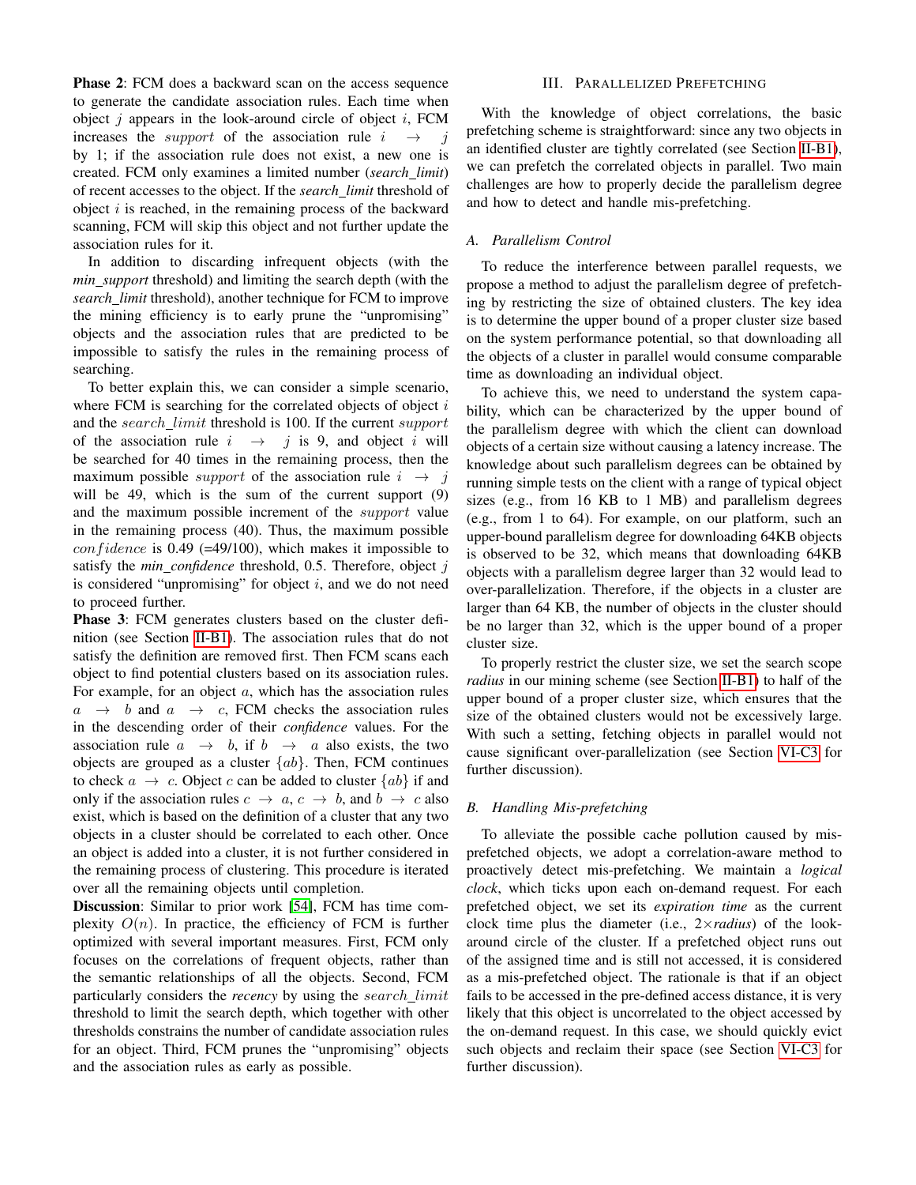**Phase 2**: FCM does a backward scan on the access sequence to generate the candidate association rules. Each time when object $j$ appears in the look-around circle of object $i$, FCM increases the $support$ of the association rule $i \rightarrow j$ by 1; if the association rule does not exist, a new one is created. FCM only examines a limited number (*search_limit*) of recent accesses to the object. If the *search_limit* threshold of object $i$ is reached, in the remaining process of the backward scanning, FCM will skip this object and not further update the association rules for it.

In addition to discarding infrequent objects (with the *min_support* threshold) and limiting the search depth (with the *search_limit* threshold), another technique for FCM to improve the mining efficiency is to early prune the "unpromising" objects and the association rules that are predicted to be impossible to satisfy the rules in the remaining process of searching.

To better explain this, we can consider a simple scenario, where FCM is searching for the correlated objects of object $i$ and the $search\_limit$ threshold is 100. If the current $support$ of the association rule $i \rightarrow j$ is 9, and object $i$ will be searched for 40 times in the remaining process, then the maximum possible $support$ of the association rule $i \rightarrow j$ will be 49, which is the sum of the current support (9) and the maximum possible increment of the $support$ value in the remaining process (40). Thus, the maximum possible $confidence$ is 0.49 (=49/100), which makes it impossible to satisfy the *min_confidence* threshold, 0.5. Therefore, object $j$ is considered "unpromising" for object $i$, and we do not need to proceed further.

**Phase 3**: FCM generates clusters based on the cluster definition (see Section II-B1). The association rules that do not satisfy the definition are removed first. Then FCM scans each object to find potential clusters based on its association rules. For example, for an object $a$, which has the association rules $a \rightarrow b$ and $a \rightarrow c$, FCM checks the association rules in the descending order of their *confidence* values. For the association rule $a \rightarrow b$, if $b \rightarrow a$ also exists, the two objects are grouped as a cluster $\{ab\}$. Then, FCM continues to check $a \rightarrow c$. Object $c$ can be added to cluster $\{ab\}$ if and only if the association rules $c \rightarrow a$, $c \rightarrow b$, and $b \rightarrow c$ also exist, which is based on the definition of a cluster that any two objects in a cluster should be correlated to each other. Once an object is added into a cluster, it is not further considered in the remaining process of clustering. This procedure is iterated over all the remaining objects until completion.

**Discussion**: Similar to prior work [54], FCM has time complexity $O(n)$. In practice, the efficiency of FCM is further optimized with several important measures. First, FCM only focuses on the correlations of frequent objects, rather than the semantic relationships of all the objects. Second, FCM particularly considers the *recency* by using the $search\_limit$ threshold to limit the search depth, which together with other thresholds constrains the number of candidate association rules for an object. Third, FCM prunes the "unpromising" objects and the association rules as early as possible.

## III. Parallelized Prefetching

With the knowledge of object correlations, the basic prefetching scheme is straightforward: since any two objects in an identified cluster are tightly correlated (see Section II-B1), we can prefetch the correlated objects in parallel. Two main challenges are how to properly decide the parallelism degree and how to detect and handle mis-prefetching.

### A. Parallelism Control

To reduce the interference between parallel requests, we propose a method to adjust the parallelism degree of prefetching by restricting the size of obtained clusters. The key idea is to determine the upper bound of a proper cluster size based on the system performance potential, so that downloading all the objects of a cluster in parallel would consume comparable time as downloading an individual object.

To achieve this, we need to understand the system capability, which can be characterized by the upper bound of the parallelism degree with which the client can download objects of a certain size without causing a latency increase. The knowledge about such parallelism degrees can be obtained by running simple tests on the client with a range of typical object sizes (e.g., from 16 KB to 1 MB) and parallelism degrees (e.g., from 1 to 64). For example, on our platform, such an upper-bound parallelism degree for downloading 64KB objects is observed to be 32, which means that downloading 64KB objects with a parallelism degree larger than 32 would lead to over-parallelization. Therefore, if the objects in a cluster are larger than 64 KB, the number of objects in the cluster should be no larger than 32, which is the upper bound of a proper cluster size.

To properly restrict the cluster size, we set the search scope *radius* in our mining scheme (see Section II-B1) to half of the upper bound of a proper cluster size, which ensures that the size of the obtained clusters would not be excessively large. With such a setting, fetching objects in parallel would not cause significant over-parallelization (see Section VI-C3 for further discussion).

### B. Handling Mis-prefetching

To alleviate the possible cache pollution caused by mis-prefetched objects, we adopt a correlation-aware method to proactively detect mis-prefetching. We maintain a *logical clock*, which ticks upon each on-demand request. For each prefetched object, we set its *expiration time* as the current clock time plus the diameter (i.e., 2×*radius*) of the look-around circle of the cluster. If a prefetched object runs out of the assigned time and is still not accessed, it is considered as a mis-prefetched object. The rationale is that if an object fails to be accessed in the pre-defined access distance, it is very likely that this object is uncorrelated to the object accessed by the on-demand request. In this case, we should quickly evict such objects and reclaim their space (see Section VI-C3 for further discussion).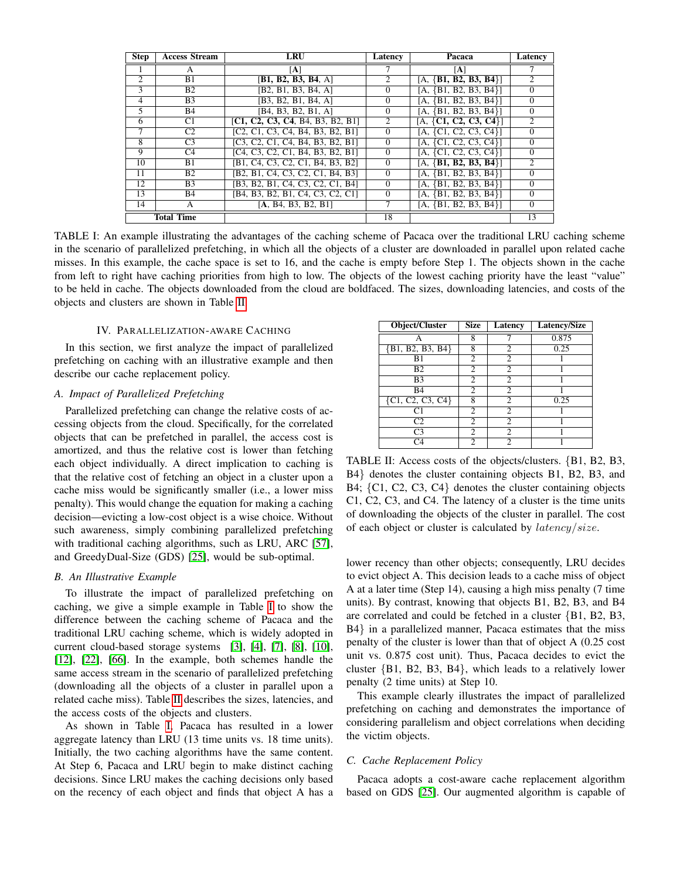| Step | Access Stream | LRU | Latency | Pacaca | Latency |
|---|---|---|---|---|---|
| 1 | A | [**A**] | 7 | [**A**] | 7 |
| 2 | B1 | [**B1, B2, B3, B4**, A] | 2 | [A, {**B1, B2, B3, B4**}] | 2 |
| 3 | B2 | [B2, B1, B3, B4, A] | 0 | [A, {B1, B2, B3, B4}] | 0 |
| 4 | B3 | [B3, B2, B1, B4, A] | 0 | [A, {B1, B2, B3, B4}] | 0 |
| 5 | B4 | [B4, B3, B2, B1, A] | 0 | [A, {B1, B2, B3, B4}] | 0 |
| 6 | C1 | [**C1, C2, C3, C4**, B4, B3, B2, B1] | 2 | [A, {**C1, C2, C3, C4**}] | 2 |
| 7 | C2 | [C2, C1, C3, C4, B4, B3, B2, B1] | 0 | [A, {C1, C2, C3, C4}] | 0 |
| 8 | C3 | [C3, C2, C1, C4, B4, B3, B2, B1] | 0 | [A, {C1, C2, C3, C4}] | 0 |
| 9 | C4 | [C4, C3, C2, C1, B4, B3, B2, B1] | 0 | [A, {C1, C2, C3, C4}] | 0 |
| 10 | B1 | [B1, C4, C3, C2, C1, B4, B3, B2] | 0 | [A, {**B1, B2, B3, B4**}] | 2 |
| 11 | B2 | [B2, B1, C4, C3, C2, C1, B4, B3] | 0 | [A, {B1, B2, B3, B4}] | 0 |
| 12 | B3 | [B3, B2, B1, C4, C3, C2, C1, B4] | 0 | [A, {B1, B2, B3, B4}] | 0 |
| 13 | B4 | [B4, B3, B2, B1, C4, C3, C2, C1] | 0 | [A, {B1, B2, B3, B4}] | 0 |
| 14 | A | [**A**, B4, B3, B2, B1] | 7 | [A, {B1, B2, B3, B4}] | 0 |
| **Total Time** | | | 18 | | 13 |

TABLE I: An example illustrating the advantages of the caching scheme of Pacaca over the traditional LRU caching scheme in the scenario of parallelized prefetching, in which all the objects of a cluster are downloaded in parallel upon related cache misses. In this example, the cache space is set to 16, and the cache is empty before Step 1. The objects shown in the cache from left to right have caching priorities from high to low. The objects of the lowest caching priority have the least "value" to be held in cache. The objects downloaded from the cloud are boldfaced. The sizes, downloading latencies, and costs of the objects and clusters are shown in Table II.

## IV. Parallelization-aware Caching

In this section, we first analyze the impact of parallelized prefetching on caching with an illustrative example and then describe our cache replacement policy.

### A. Impact of Parallelized Prefetching

Parallelized prefetching can change the relative costs of accessing objects from the cloud. Specifically, for the correlated objects that can be prefetched in parallel, the access cost is amortized, and thus the relative cost is lower than fetching each object individually. A direct implication to caching is that the relative cost of fetching an object in a cluster upon a cache miss would be significantly smaller (i.e., a lower miss penalty). This would change the equation for making a caching decision—evicting a low-cost object is a wise choice. Without such awareness, simply combining parallelized prefetching with traditional caching algorithms, such as LRU, ARC [57], and GreedyDual-Size (GDS) [25], would be sub-optimal.

### B. An Illustrative Example

To illustrate the impact of parallelized prefetching on caching, we give a simple example in Table I to show the difference between the caching scheme of Pacaca and the traditional LRU caching scheme, which is widely adopted in current cloud-based storage systems [3], [4], [7], [8], [10], [12], [22], [66]. In the example, both schemes handle the same access stream in the scenario of parallelized prefetching (downloading all the objects of a cluster in parallel upon a related cache miss). Table II describes the sizes, latencies, and the access costs of the objects and clusters.

As shown in Table I, Pacaca has resulted in a lower aggregate latency than LRU (13 time units vs. 18 time units). Initially, the two caching algorithms have the same content. At Step 6, Pacaca and LRU begin to make distinct caching decisions. Since LRU makes the caching decisions only based on the recency of each object and finds that object A has a lower recency than other objects; consequently, LRU decides to evict object A. This decision leads to a cache miss of object A at a later time (Step 14), causing a high miss penalty (7 time units). By contrast, knowing that objects B1, B2, B3, and B4 are correlated and could be fetched in a cluster {B1, B2, B3, B4} in a parallelized manner, Pacaca estimates that the miss penalty of the cluster is lower than that of object A (0.25 cost unit vs. 0.875 cost unit). Thus, Pacaca decides to evict the cluster {B1, B2, B3, B4}, which leads to a relatively lower penalty (2 time units) at Step 10.

| Object/Cluster | Size | Latency | Latency/Size |
|---|---|---|---|
| A | 8 | 7 | 0.875 |
| {B1, B2, B3, B4} | 8 | 2 | 0.25 |
| B1 | 2 | 2 | 1 |
| B2 | 2 | 2 | 1 |
| B3 | 2 | 2 | 1 |
| B4 | 2 | 2 | 1 |
| {C1, C2, C3, C4} | 8 | 2 | 0.25 |
| C1 | 2 | 2 | 1 |
| C2 | 2 | 2 | 1 |
| C3 | 2 | 2 | 1 |
| C4 | 2 | 2 | 1 |

TABLE II: Access costs of the objects/clusters. {B1, B2, B3, B4} denotes the cluster containing objects B1, B2, B3, and B4; {C1, C2, C3, C4} denotes the cluster containing objects C1, C2, C3, and C4. The latency of a cluster is the time units of downloading the objects of the cluster in parallel. The cost of each object or cluster is calculated by $latency/size$.

This example clearly illustrates the impact of parallelized prefetching on caching and demonstrates the importance of considering parallelism and object correlations when deciding the victim objects.

### C. Cache Replacement Policy

Pacaca adopts a cost-aware cache replacement algorithm based on GDS [25]. Our augmented algorithm is capable of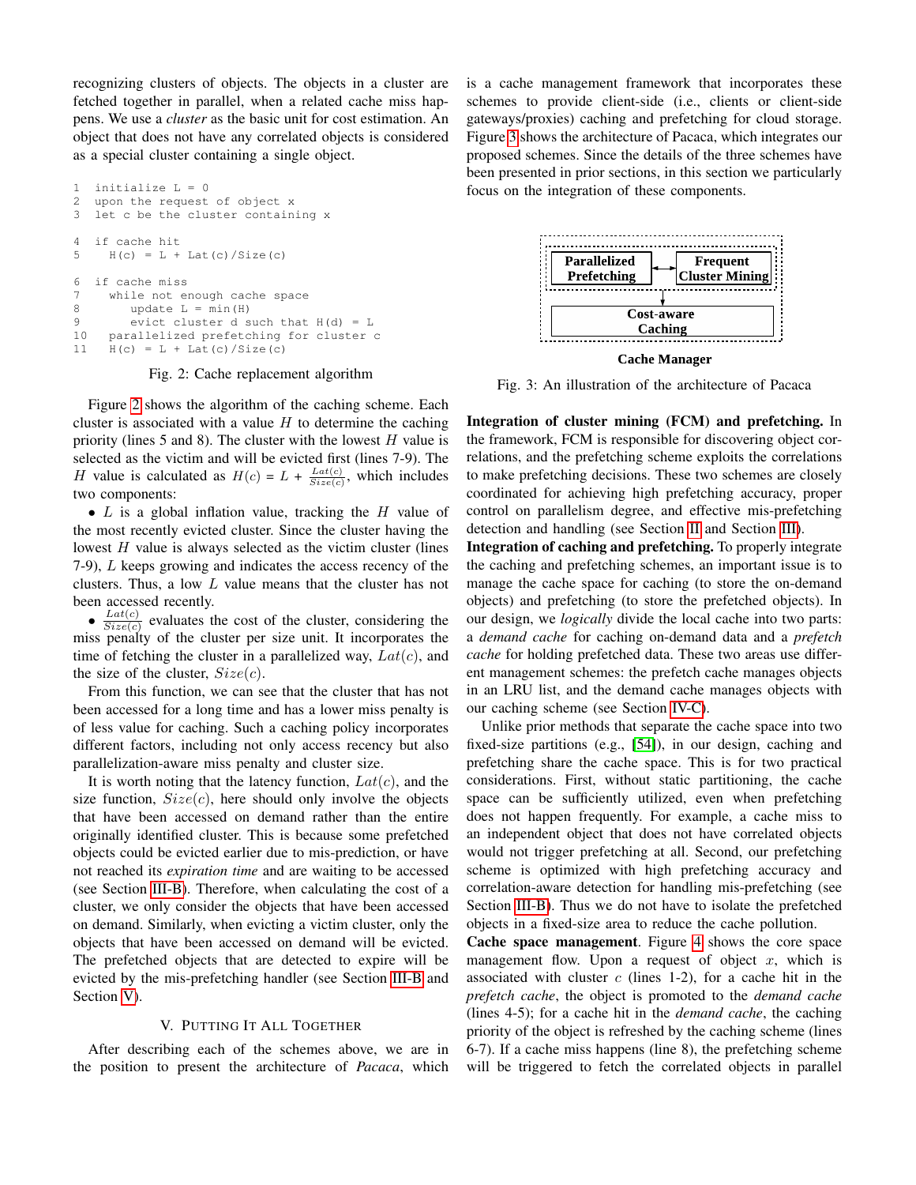recognizing clusters of objects. The objects in a cluster are fetched together in parallel, when a related cache miss happens. We use a *cluster* as the basic unit for cost estimation. An object that does not have any correlated objects is considered as a special cluster containing a single object.

```
1  initialize L = 0
2  upon the request of object x
3  let c be the cluster containing x

4  if cache hit
5    H(c) = L + Lat(c)/Size(c)

6  if cache miss
7    while not enough cache space
8      update L = min(H)
9      evict cluster d such that H(d) = L
10   parallelized prefetching for cluster c
11   H(c) = L + Lat(c)/Size(c)
```

Fig. 2: Cache replacement algorithm

Figure 2 shows the algorithm of the caching scheme. Each cluster is associated with a value $H$ to determine the caching priority (lines 5 and 8). The cluster with the lowest $H$ value is selected as the victim and will be evicted first (lines 7-9). The $H$ value is calculated as $H(c) = L + \frac{Lat(c)}{Size(c)}$, which includes two components:

- $L$ is a global inflation value, tracking the $H$ value of the most recently evicted cluster. Since the cluster having the lowest $H$ value is always selected as the victim cluster (lines 7-9), $L$ keeps growing and indicates the access recency of the clusters. Thus, a low $L$ value means that the cluster has not been accessed recently.
- $\frac{Lat(c)}{Size(c)}$ evaluates the cost of the cluster, considering the miss penalty of the cluster per size unit. It incorporates the time of fetching the cluster in a parallelized way, $Lat(c)$, and the size of the cluster, $Size(c)$.

From this function, we can see that the cluster that has not been accessed for a long time and has a lower miss penalty is of less value for caching. Such a caching policy incorporates different factors, including not only access recency but also parallelization-aware miss penalty and cluster size.

It is worth noting that the latency function, $Lat(c)$, and the size function, $Size(c)$, here should only involve the objects that have been accessed on demand rather than the entire originally identified cluster. This is because some prefetched objects could be evicted earlier due to mis-prediction, or have not reached its *expiration time* and are waiting to be accessed (see Section III-B). Therefore, when calculating the cost of a cluster, we only consider the objects that have been accessed on demand. Similarly, when evicting a victim cluster, only the objects that have been accessed on demand will be evicted. The prefetched objects that are detected to expire will be evicted by the mis-prefetching handler (see Section III-B and Section V).

## V. Putting It All Together

After describing each of the schemes above, we are in the position to present the architecture of *Pacaca*, which is a cache management framework that incorporates these schemes to provide client-side (i.e., clients or client-side gateways/proxies) caching and prefetching for cloud storage. Figure 3 shows the architecture of Pacaca, which integrates our proposed schemes. Since the details of the three schemes have been presented in prior sections, in this section we particularly focus on the integration of these components.

Parallelized Prefetching ↔ Frequent Cluster Mining → Cost-aware Caching — Cache Manager

Fig. 3: An illustration of the architecture of Pacaca

**Integration of cluster mining (FCM) and prefetching.** In the framework, FCM is responsible for discovering object correlations, and the prefetching scheme exploits the correlations to make prefetching decisions. These two schemes are closely coordinated for achieving high prefetching accuracy, proper control on parallelism degree, and effective mis-prefetching detection and handling (see Section II and Section III).

**Integration of caching and prefetching.** To properly integrate the caching and prefetching schemes, an important issue is to manage the cache space for caching (to store the on-demand objects) and prefetching (to store the prefetched objects). In our design, we *logically* divide the local cache into two parts: a *demand cache* for caching on-demand data and a *prefetch cache* for holding prefetched data. These two areas use different management schemes: the prefetch cache manages objects in an LRU list, and the demand cache manages objects with our caching scheme (see Section IV-C).

Unlike prior methods that separate the cache space into two fixed-size partitions (e.g., [54]), in our design, caching and prefetching share the cache space. This is for two practical considerations. First, without static partitioning, the cache space can be sufficiently utilized, even when prefetching does not happen frequently. For example, a cache miss to an independent object that does not have correlated objects would not trigger prefetching at all. Second, our prefetching scheme is optimized with high prefetching accuracy and correlation-aware detection for handling mis-prefetching (see Section III-B). Thus we do not have to isolate the prefetched objects in a fixed-size area to reduce the cache pollution.

**Cache space management**. Figure 4 shows the core space management flow. Upon a request of object $x$, which is associated with cluster $c$ (lines 1-2), for a cache hit in the *prefetch cache*, the object is promoted to the *demand cache* (lines 4-5); for a cache hit in the *demand cache*, the caching priority of the object is refreshed by the caching scheme (lines 6-7). If a cache miss happens (line 8), the prefetching scheme will be triggered to fetch the correlated objects in parallel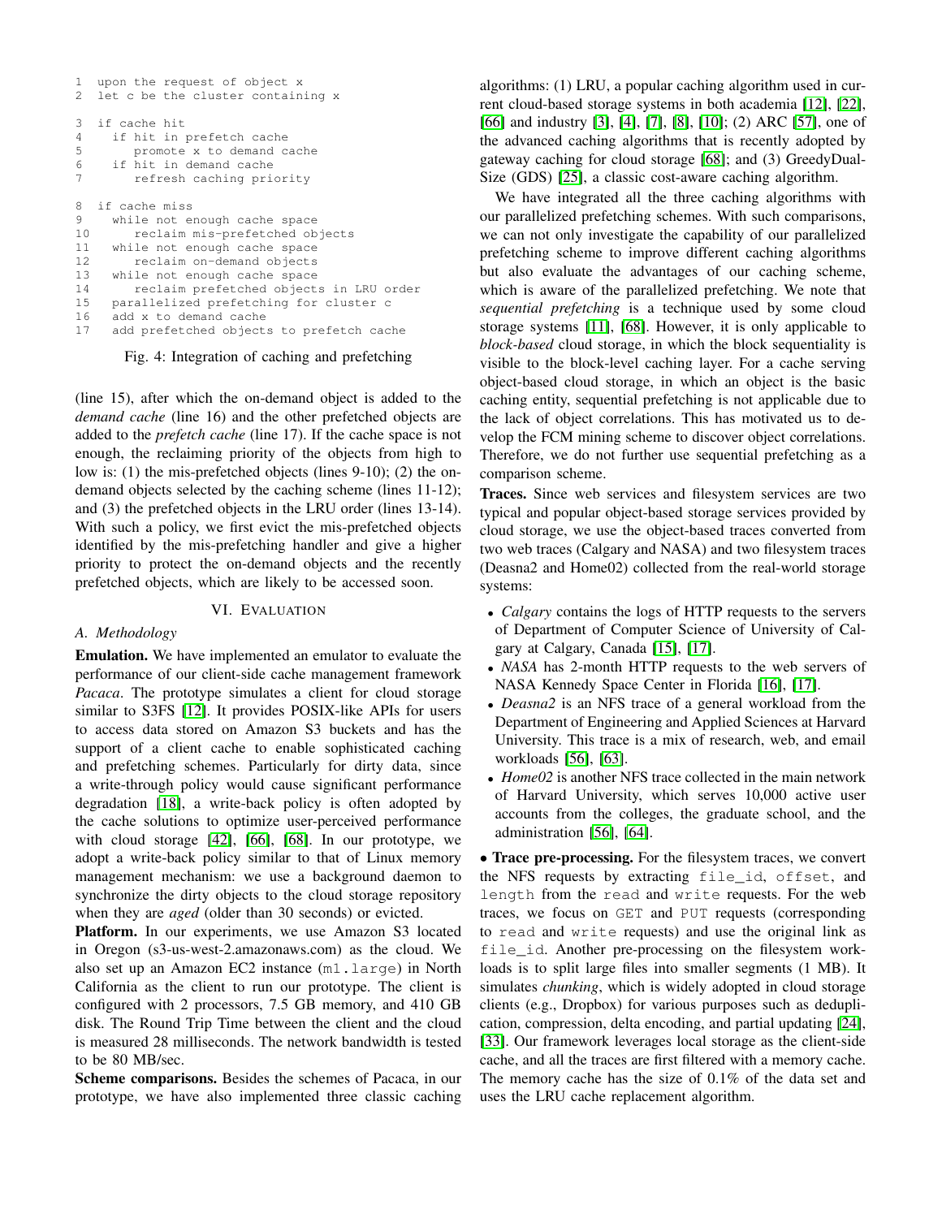```
1  upon the request of object x
2  let c be the cluster containing x

3  if cache hit
4    if hit in prefetch cache
5       promote x to demand cache
6    if hit in demand cache
7       refresh caching priority

8  if cache miss
9    while not enough cache space
10      reclaim mis-prefetched objects
11   while not enough cache space
12      reclaim on-demand objects
13   while not enough cache space
14      reclaim prefetched objects in LRU order
15   parallelized prefetching for cluster c
16   add x to demand cache
17   add prefetched objects to prefetch cache
```

Fig. 4: Integration of caching and prefetching

(line 15), after which the on-demand object is added to the *demand cache* (line 16) and the other prefetched objects are added to the *prefetch cache* (line 17). If the cache space is not enough, the reclaiming priority of the objects from high to low is: (1) the mis-prefetched objects (lines 9-10); (2) the on-demand objects selected by the caching scheme (lines 11-12); and (3) the prefetched objects in the LRU order (lines 13-14). With such a policy, we first evict the mis-prefetched objects identified by the mis-prefetching handler and give a higher priority to protect the on-demand objects and the recently prefetched objects, which are likely to be accessed soon.

## VI. Evaluation

### A. Methodology

**Emulation.** We have implemented an emulator to evaluate the performance of our client-side cache management framework *Pacaca*. The prototype simulates a client for cloud storage similar to S3FS [12]. It provides POSIX-like APIs for users to access data stored on Amazon S3 buckets and has the support of a client cache to enable sophisticated caching and prefetching schemes. Particularly for dirty data, since a write-through policy would cause significant performance degradation [18], a write-back policy is often adopted by the cache solutions to optimize user-perceived performance with cloud storage [42], [66], [68]. In our prototype, we adopt a write-back policy similar to that of Linux memory management mechanism: we use a background daemon to synchronize the dirty objects to the cloud storage repository when they are *aged* (older than 30 seconds) or evicted.

**Platform.** In our experiments, we use Amazon S3 located in Oregon (s3-us-west-2.amazonaws.com) as the cloud. We also set up an Amazon EC2 instance (`m1.large`) in North California as the client to run our prototype. The client is configured with 2 processors, 7.5 GB memory, and 410 GB disk. The Round Trip Time between the client and the cloud is measured 28 milliseconds. The network bandwidth is tested to be 80 MB/sec.

**Scheme comparisons.** Besides the schemes of Pacaca, in our prototype, we have also implemented three classic caching algorithms: (1) LRU, a popular caching algorithm used in current cloud-based storage systems in both academia [12], [22], [66] and industry [3], [4], [7], [8], [10]; (2) ARC [57], one of the advanced caching algorithms that is recently adopted by gateway caching for cloud storage [68]; and (3) GreedyDual-Size (GDS) [25], a classic cost-aware caching algorithm.

We have integrated all the three caching algorithms with our parallelized prefetching schemes. With such comparisons, we can not only investigate the capability of our parallelized prefetching scheme to improve different caching algorithms but also evaluate the advantages of our caching scheme, which is aware of the parallelized prefetching. We note that *sequential prefetching* is a technique used by some cloud storage systems [11], [68]. However, it is only applicable to *block-based* cloud storage, in which the block sequentiality is visible to the block-level caching layer. For a cache serving object-based cloud storage, in which an object is the basic caching entity, sequential prefetching is not applicable due to the lack of object correlations. This has motivated us to develop the FCM mining scheme to discover object correlations. Therefore, we do not further use sequential prefetching as a comparison scheme.

**Traces.** Since web services and filesystem services are two typical and popular object-based storage services provided by cloud storage, we use the object-based traces converted from two web traces (Calgary and NASA) and two filesystem traces (Deasna2 and Home02) collected from the real-world storage systems:

- *Calgary* contains the logs of HTTP requests to the servers of Department of Computer Science of University of Calgary at Calgary, Canada [15], [17].
- *NASA* has 2-month HTTP requests to the web servers of NASA Kennedy Space Center in Florida [16], [17].
- *Deasna2* is an NFS trace of a general workload from the Department of Engineering and Applied Sciences at Harvard University. This trace is a mix of research, web, and email workloads [56], [63].
- *Home02* is another NFS trace collected in the main network of Harvard University, which serves 10,000 active user accounts from the colleges, the graduate school, and the administration [56], [64].

• **Trace pre-processing.** For the filesystem traces, we convert the NFS requests by extracting `file_id`, `offset`, and `length` from the `read` and `write` requests. For the web traces, we focus on `GET` and `PUT` requests (corresponding to `read` and `write` requests) and use the original link as `file_id`. Another pre-processing on the filesystem workloads is to split large files into smaller segments (1 MB). It simulates *chunking*, which is widely adopted in cloud storage clients (e.g., Dropbox) for various purposes such as deduplication, compression, delta encoding, and partial updating [24], [33]. Our framework leverages local storage as the client-side cache, and all the traces are first filtered with a memory cache. The memory cache has the size of 0.1% of the data set and uses the LRU cache replacement algorithm.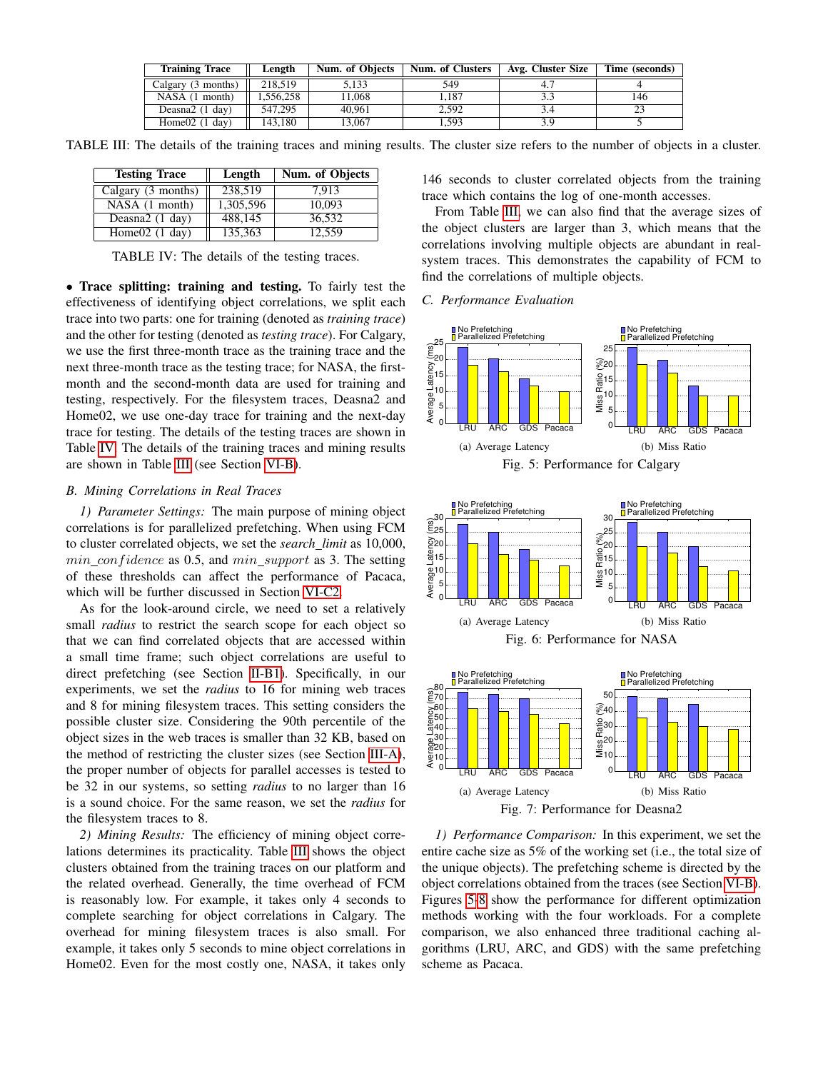| Training Trace | Length | Num. of Objects | Num. of Clusters | Avg. Cluster Size | Time (seconds) |
|---|---|---|---|---|---|
| Calgary (3 months) | 218,519 | 5,133 | 549 | 4.7 | 4 |
| NASA (1 month) | 1,556,258 | 11,068 | 1,187 | 3.3 | 146 |
| Deasna2 (1 day) | 547,295 | 40,961 | 2,592 | 3.4 | 23 |
| Home02 (1 day) | 143,180 | 13,067 | 1,593 | 3.9 | 5 |

TABLE III: The details of the training traces and mining results. The cluster size refers to the number of objects in a cluster.

| Testing Trace | Length | Num. of Objects |
|---|---|---|
| Calgary (3 months) | 238,519 | 7,913 |
| NASA (1 month) | 1,305,596 | 10,093 |
| Deasna2 (1 day) | 488,145 | 36,532 |
| Home02 (1 day) | 135,363 | 12,559 |

TABLE IV: The details of the testing traces.

- **Trace splitting: training and testing.** To fairly test the effectiveness of identifying object correlations, we split each trace into two parts: one for training (denoted as *training trace*) and the other for testing (denoted as *testing trace*). For Calgary, we use the first three-month trace as the training trace and the next three-month trace as the testing trace; for NASA, the first-month and the second-month data are used for training and testing, respectively. For the filesystem traces, Deasna2 and Home02, we use one-day trace for training and the next-day trace for testing. The details of the testing traces are shown in Table IV. The details of the training traces and mining results are shown in Table III (see Section VI-B).

### B. Mining Correlations in Real Traces

*1) Parameter Settings:* The main purpose of mining object correlations is for parallelized prefetching. When using FCM to cluster correlated objects, we set the *search_limit* as 10,000, $min\_confidence$ as 0.5, and $min\_support$ as 3. The setting of these thresholds can affect the performance of Pacaca, which will be further discussed in Section VI-C2.

As for the look-around circle, we need to set a relatively small *radius* to restrict the search scope for each object so that we can find correlated objects that are accessed within a small time frame; such object correlations are useful to direct prefetching (see Section II-B1). Specifically, in our experiments, we set the *radius* to 16 for mining web traces and 8 for mining filesystem traces. This setting considers the possible cluster size. Considering the 90th percentile of the object sizes in the web traces is smaller than 32 KB, based on the method of restricting the cluster sizes (see Section III-A), the proper number of objects for parallel accesses is tested to be 32 in our systems, so setting *radius* to no larger than 16 is a sound choice. For the same reason, we set the *radius* for the filesystem traces to 8.

*2) Mining Results:* The efficiency of mining object correlations determines its practicality. Table III shows the object clusters obtained from the training traces on our platform and the related overhead. Generally, the time overhead of FCM is reasonably low. For example, it takes only 4 seconds to complete searching for object correlations in Calgary. The overhead for mining filesystem traces is also small. For example, it takes only 5 seconds to mine object correlations in Home02. Even for the most costly one, NASA, it takes only 146 seconds to cluster correlated objects from the training trace which contains the log of one-month accesses.

From Table III, we can also find that the average sizes of the object clusters are larger than 3, which means that the correlations involving multiple objects are abundant in real-system traces. This demonstrates the capability of FCM to find the correlations of multiple objects.

### C. Performance Evaluation

(a) Average Latency (b) Miss Ratio

Fig. 5: Performance for Calgary

(a) Average Latency (b) Miss Ratio

Fig. 6: Performance for NASA

(a) Average Latency (b) Miss Ratio

Fig. 7: Performance for Deasna2

*1) Performance Comparison:* In this experiment, we set the entire cache size as 5% of the working set (i.e., the total size of the unique objects). The prefetching scheme is directed by the object correlations obtained from the traces (see Section VI-B). Figures 5-8 show the performance for different optimization methods working with the four workloads. For a complete comparison, we also enhanced three traditional caching algorithms (LRU, ARC, and GDS) with the same prefetching scheme as Pacaca.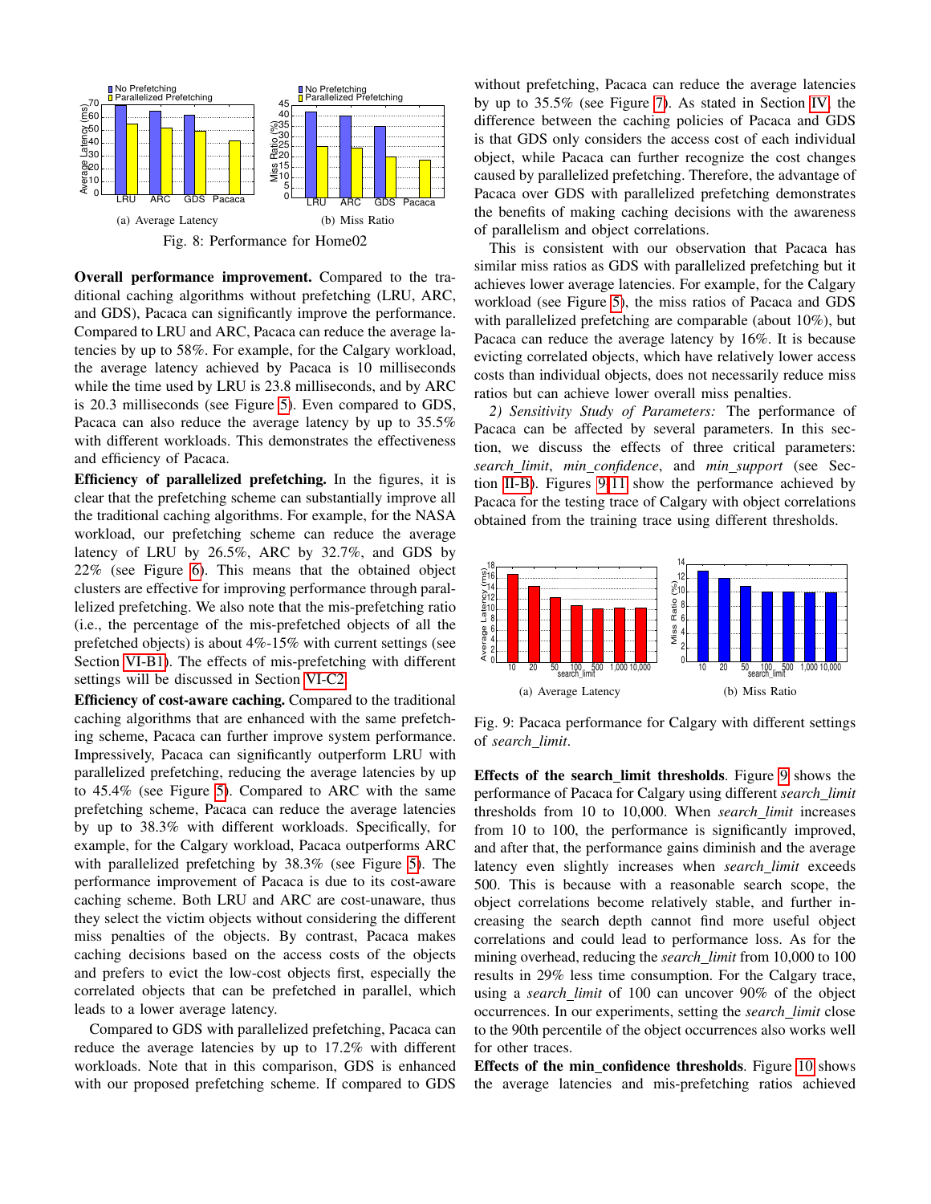(a) Average Latency (b) Miss Ratio

Fig. 8: Performance for Home02

**Overall performance improvement.** Compared to the traditional caching algorithms without prefetching (LRU, ARC, and GDS), Pacaca can significantly improve the performance. Compared to LRU and ARC, Pacaca can reduce the average latencies by up to 58%. For example, for the Calgary workload, the average latency achieved by Pacaca is 10 milliseconds while the time used by LRU is 23.8 milliseconds, and by ARC is 20.3 milliseconds (see Figure 5). Even compared to GDS, Pacaca can also reduce the average latency by up to 35.5% with different workloads. This demonstrates the effectiveness and efficiency of Pacaca.

**Efficiency of parallelized prefetching.** In the figures, it is clear that the prefetching scheme can substantially improve all the traditional caching algorithms. For example, for the NASA workload, our prefetching scheme can reduce the average latency of LRU by 26.5%, ARC by 32.7%, and GDS by 22% (see Figure 6). This means that the obtained object clusters are effective for improving performance through parallelized prefetching. We also note that the mis-prefetching ratio (i.e., the percentage of the mis-prefetched objects of all the prefetched objects) is about 4%-15% with current settings (see Section VI-B1). The effects of mis-prefetching with different settings will be discussed in Section VI-C2.

**Efficiency of cost-aware caching.** Compared to the traditional caching algorithms that are enhanced with the same prefetching scheme, Pacaca can further improve system performance. Impressively, Pacaca can significantly outperform LRU with parallelized prefetching, reducing the average latencies by up to 45.4% (see Figure 5). Compared to ARC with the same prefetching scheme, Pacaca can reduce the average latencies by up to 38.3% with different workloads. Specifically, for example, for the Calgary workload, Pacaca outperforms ARC with parallelized prefetching by 38.3% (see Figure 5). The performance improvement of Pacaca is due to its cost-aware caching scheme. Both LRU and ARC are cost-unaware, thus they select the victim objects without considering the different miss penalties of the objects. By contrast, Pacaca makes caching decisions based on the access costs of the objects and prefers to evict the low-cost objects first, especially the correlated objects that can be prefetched in parallel, which leads to a lower average latency.

Compared to GDS with parallelized prefetching, Pacaca can reduce the average latencies by up to 17.2% with different workloads. Note that in this comparison, GDS is enhanced with our proposed prefetching scheme. If compared to GDS without prefetching, Pacaca can reduce the average latencies by up to 35.5% (see Figure 7). As stated in Section IV, the difference between the caching policies of Pacaca and GDS is that GDS only considers the access cost of each individual object, while Pacaca can further recognize the cost changes caused by parallelized prefetching. Therefore, the advantage of Pacaca over GDS with parallelized prefetching demonstrates the benefits of making caching decisions with the awareness of parallelism and object correlations.

This is consistent with our observation that Pacaca has similar miss ratios as GDS with parallelized prefetching but it achieves lower average latencies. For example, for the Calgary workload (see Figure 5), the miss ratios of Pacaca and GDS with parallelized prefetching are comparable (about 10%), but Pacaca can reduce the average latency by 16%. It is because evicting correlated objects, which have relatively lower access costs than individual objects, does not necessarily reduce miss ratios but can achieve lower overall miss penalties.

*2) Sensitivity Study of Parameters:* The performance of Pacaca can be affected by several parameters. In this section, we discuss the effects of three critical parameters: *search_limit*, *min_confidence*, and *min_support* (see Section II-B). Figures 9-11 show the performance achieved by Pacaca for the testing trace of Calgary with object correlations obtained from the training trace using different thresholds.

(a) Average Latency (b) Miss Ratio

Fig. 9: Pacaca performance for Calgary with different settings of *search_limit*.

**Effects of the search_limit thresholds**. Figure 9 shows the performance of Pacaca for Calgary using different *search_limit* thresholds from 10 to 10,000. When *search_limit* increases from 10 to 100, the performance is significantly improved, and after that, the performance gains diminish and the average latency even slightly increases when *search_limit* exceeds 500. This is because with a reasonable search scope, the object correlations become relatively stable, and further increasing the search depth cannot find more useful object correlations and could lead to performance loss. As for the mining overhead, reducing the *search_limit* from 10,000 to 100 results in 29% less time consumption. For the Calgary trace, using a *search_limit* of 100 can uncover 90% of the object occurrences. In our experiments, setting the *search_limit* close to the 90th percentile of the object occurrences also works well for other traces.

**Effects of the min_confidence thresholds**. Figure 10 shows the average latencies and mis-prefetching ratios achieved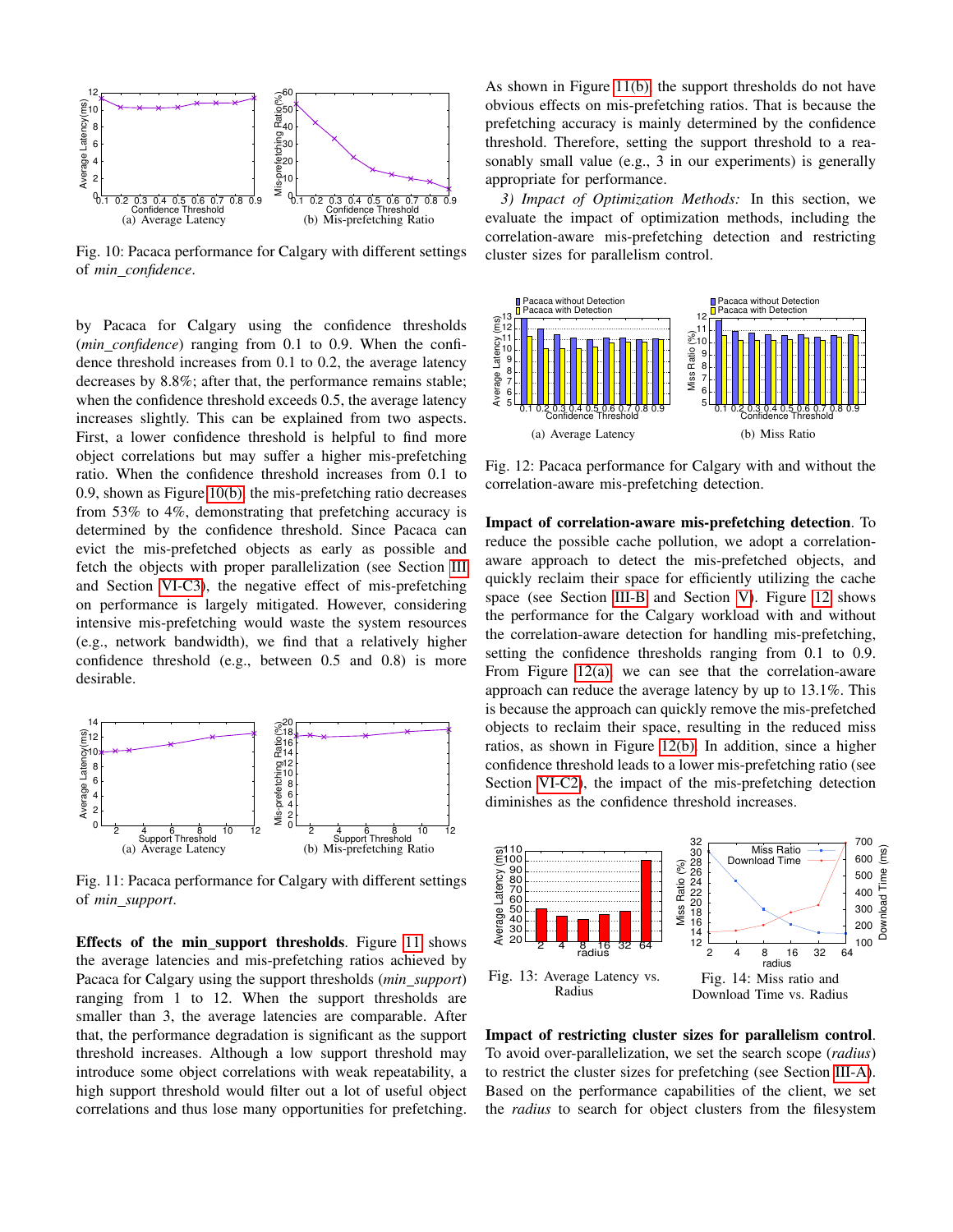Fig. 10: Pacaca performance for Calgary with different settings of *min_confidence*.

by Pacaca for Calgary using the confidence thresholds (*min_confidence*) ranging from 0.1 to 0.9. When the confidence threshold increases from 0.1 to 0.2, the average latency decreases by 8.8%; after that, the performance remains stable; when the confidence threshold exceeds 0.5, the average latency increases slightly. This can be explained from two aspects. First, a lower confidence threshold is helpful to find more object correlations but may suffer a higher mis-prefetching ratio. When the confidence threshold increases from 0.1 to 0.9, shown as Figure 10(b), the mis-prefetching ratio decreases from 53% to 4%, demonstrating that prefetching accuracy is determined by the confidence threshold. Since Pacaca can evict the mis-prefetched objects as early as possible and fetch the objects with proper parallelization (see Section III and Section VI-C3), the negative effect of mis-prefetching on performance is largely mitigated. However, considering intensive mis-prefetching would waste the system resources (e.g., network bandwidth), we find that a relatively higher confidence threshold (e.g., between 0.5 and 0.8) is more desirable.

Fig. 11: Pacaca performance for Calgary with different settings of *min_support*.

**Effects of the min_support thresholds**. Figure 11 shows the average latencies and mis-prefetching ratios achieved by Pacaca for Calgary using the support thresholds (*min_support*) ranging from 1 to 12. When the support thresholds are smaller than 3, the average latencies are comparable. After that, the performance degradation is significant as the support threshold increases. Although a low support threshold may introduce some object correlations with weak repeatability, a high support threshold would filter out a lot of useful object correlations and thus lose many opportunities for prefetching. As shown in Figure 11(b), the support thresholds do not have obvious effects on mis-prefetching ratios. That is because the prefetching accuracy is mainly determined by the confidence threshold. Therefore, setting the support threshold to a reasonably small value (e.g., 3 in our experiments) is generally appropriate for performance.

*3) Impact of Optimization Methods:* In this section, we evaluate the impact of optimization methods, including the correlation-aware mis-prefetching detection and restricting cluster sizes for parallelism control.

Fig. 12: Pacaca performance for Calgary with and without the correlation-aware mis-prefetching detection.

**Impact of correlation-aware mis-prefetching detection**. To reduce the possible cache pollution, we adopt a correlation-aware approach to detect the mis-prefetched objects, and quickly reclaim their space for efficiently utilizing the cache space (see Section III-B and Section V). Figure 12 shows the performance for the Calgary workload with and without the correlation-aware detection for handling mis-prefetching, setting the confidence thresholds ranging from 0.1 to 0.9. From Figure 12(a), we can see that the correlation-aware approach can reduce the average latency by up to 13.1%. This is because the approach can quickly remove the mis-prefetched objects to reclaim their space, resulting in the reduced miss ratios, as shown in Figure 12(b). In addition, since a higher confidence threshold leads to a lower mis-prefetching ratio (see Section VI-C2), the impact of the mis-prefetching detection diminishes as the confidence threshold increases.

Fig. 13: Average Latency vs. Radius

Fig. 14: Miss ratio and Download Time vs. Radius

**Impact of restricting cluster sizes for parallelism control**. To avoid over-parallelization, we set the search scope (*radius*) to restrict the cluster sizes for prefetching (see Section III-A). Based on the performance capabilities of the client, we set the *radius* to search for object clusters from the filesystem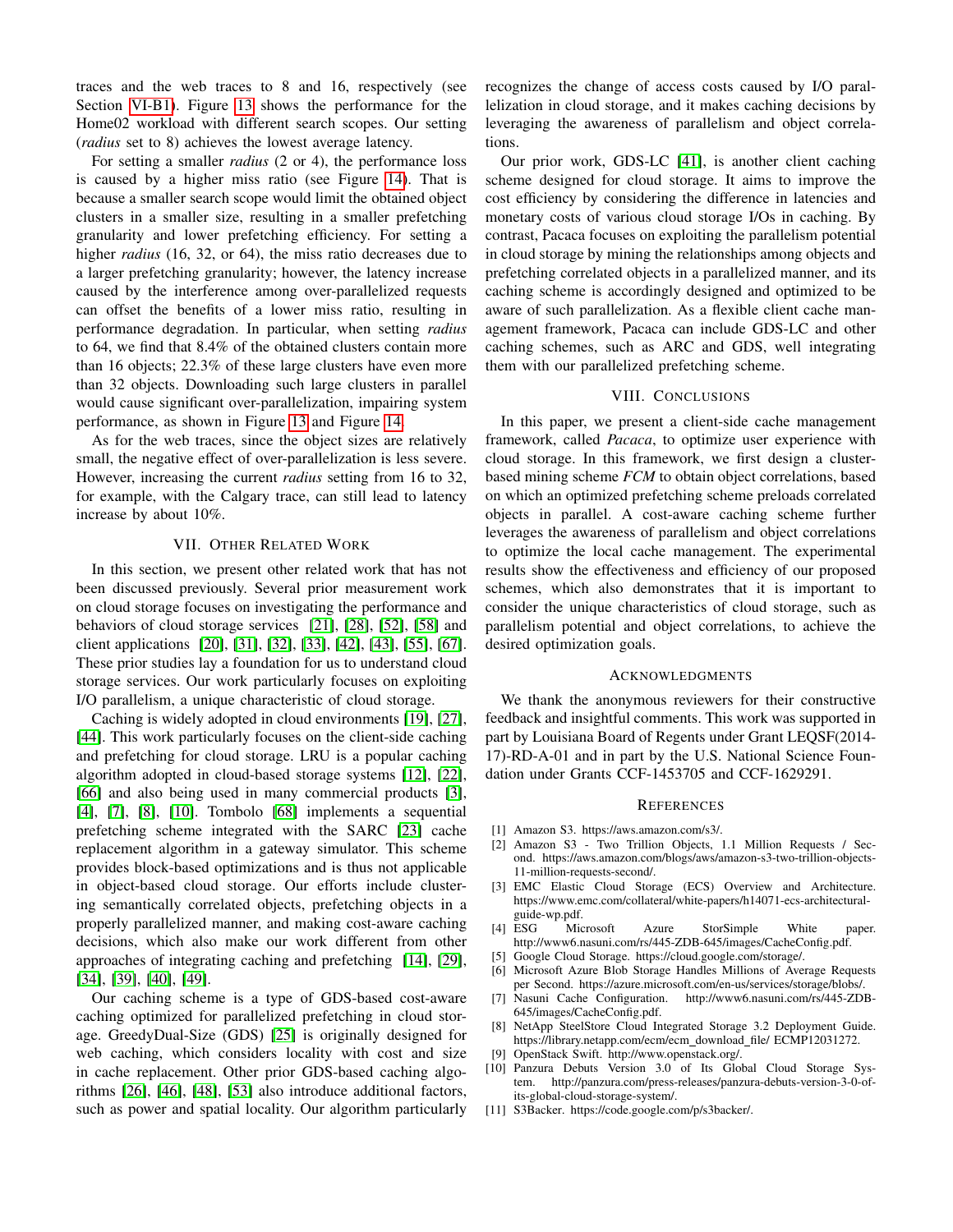traces and the web traces to 8 and 16, respectively (see Section VI-B1). Figure 13 shows the performance for the Home02 workload with different search scopes. Our setting (*radius* set to 8) achieves the lowest average latency.

For setting a smaller *radius* (2 or 4), the performance loss is caused by a higher miss ratio (see Figure 14). That is because a smaller search scope would limit the obtained object clusters in a smaller size, resulting in a smaller prefetching granularity and lower prefetching efficiency. For setting a higher *radius* (16, 32, or 64), the miss ratio decreases due to a larger prefetching granularity; however, the latency increase caused by the interference among over-parallelized requests can offset the benefits of a lower miss ratio, resulting in performance degradation. In particular, when setting *radius* to 64, we find that 8.4% of the obtained clusters contain more than 16 objects; 22.3% of these large clusters have even more than 32 objects. Downloading such large clusters in parallel would cause significant over-parallelization, impairing system performance, as shown in Figure 13 and Figure 14.

As for the web traces, since the object sizes are relatively small, the negative effect of over-parallelization is less severe. However, increasing the current *radius* setting from 16 to 32, for example, with the Calgary trace, can still lead to latency increase by about 10%.

## VII. Other Related Work

In this section, we present other related work that has not been discussed previously. Several prior measurement work on cloud storage focuses on investigating the performance and behaviors of cloud storage services [21], [28], [52], [58] and client applications [20], [31], [32], [33], [42], [43], [55], [67]. These prior studies lay a foundation for us to understand cloud storage services. Our work particularly focuses on exploiting I/O parallelism, a unique characteristic of cloud storage.

Caching is widely adopted in cloud environments [19], [27], [44]. This work particularly focuses on the client-side caching and prefetching for cloud storage. LRU is a popular caching algorithm adopted in cloud-based storage systems [12], [22], [66] and also being used in many commercial products [3], [4], [7], [8], [10]. Tombolo [68] implements a sequential prefetching scheme integrated with the SARC [23] cache replacement algorithm in a gateway simulator. This scheme provides block-based optimizations and is thus not applicable in object-based cloud storage. Our efforts include clustering semantically correlated objects, prefetching objects in a properly parallelized manner, and making cost-aware caching decisions, which also make our work different from other approaches of integrating caching and prefetching [14], [29], [34], [39], [40], [49].

Our caching scheme is a type of GDS-based cost-aware caching optimized for parallelized prefetching in cloud storage. GreedyDual-Size (GDS) [25] is originally designed for web caching, which considers locality with cost and size in cache replacement. Other prior GDS-based caching algorithms [26], [46], [48], [53] also introduce additional factors, such as power and spatial locality. Our algorithm particularly recognizes the change of access costs caused by I/O parallelization in cloud storage, and it makes caching decisions by leveraging the awareness of parallelism and object correlations.

Our prior work, GDS-LC [41], is another client caching scheme designed for cloud storage. It aims to improve the cost efficiency by considering the difference in latencies and monetary costs of various cloud storage I/Os in caching. By contrast, Pacaca focuses on exploiting the parallelism potential in cloud storage by mining the relationships among objects and prefetching correlated objects in a parallelized manner, and its caching scheme is accordingly designed and optimized to be aware of such parallelization. As a flexible client cache management framework, Pacaca can include GDS-LC and other caching schemes, such as ARC and GDS, well integrating them with our parallelized prefetching scheme.

## VIII. Conclusions

In this paper, we present a client-side cache management framework, called *Pacaca*, to optimize user experience with cloud storage. In this framework, we first design a cluster-based mining scheme *FCM* to obtain object correlations, based on which an optimized prefetching scheme preloads correlated objects in parallel. A cost-aware caching scheme further leverages the awareness of parallelism and object correlations to optimize the local cache management. The experimental results show the effectiveness and efficiency of our proposed schemes, which also demonstrates that it is important to consider the unique characteristics of cloud storage, such as parallelism potential and object correlations, to achieve the desired optimization goals.

## Acknowledgments

We thank the anonymous reviewers for their constructive feedback and insightful comments. This work was supported in part by Louisiana Board of Regents under Grant LEQSF(2014-17)-RD-A-01 and in part by the U.S. National Science Foundation under Grants CCF-1453705 and CCF-1629291.

## References

[1] Amazon S3. https://aws.amazon.com/s3/.

[2] Amazon S3 - Two Trillion Objects, 1.1 Million Requests / Second. https://aws.amazon.com/blogs/aws/amazon-s3-two-trillion-objects-11-million-requests-second/.

[3] EMC Elastic Cloud Storage (ECS) Overview and Architecture. https://www.emc.com/collateral/white-papers/h14071-ecs-architectural-guide-wp.pdf.

[4] ESG Microsoft Azure StorSimple White paper. http://www6.nasuni.com/rs/445-ZDB-645/images/CacheConfig.pdf.

[5] Google Cloud Storage. https://cloud.google.com/storage/.

[6] Microsoft Azure Blob Storage Handles Millions of Average Requests per Second. https://azure.microsoft.com/en-us/services/storage/blobs/.

[7] Nasuni Cache Configuration. http://www6.nasuni.com/rs/445-ZDB-645/images/CacheConfig.pdf.

[8] NetApp SteelStore Cloud Integrated Storage 3.2 Deployment Guide. https://library.netapp.com/ecm/ecm_download_file/ ECMP12031272.

[9] OpenStack Swift. http://www.openstack.org/.

[10] Panzura Debuts Version 3.0 of Its Global Cloud Storage System. http://panzura.com/press-releases/panzura-debuts-version-3-0-of-its-global-cloud-storage-system/.

[11] S3Backer. https://code.google.com/p/s3backer/.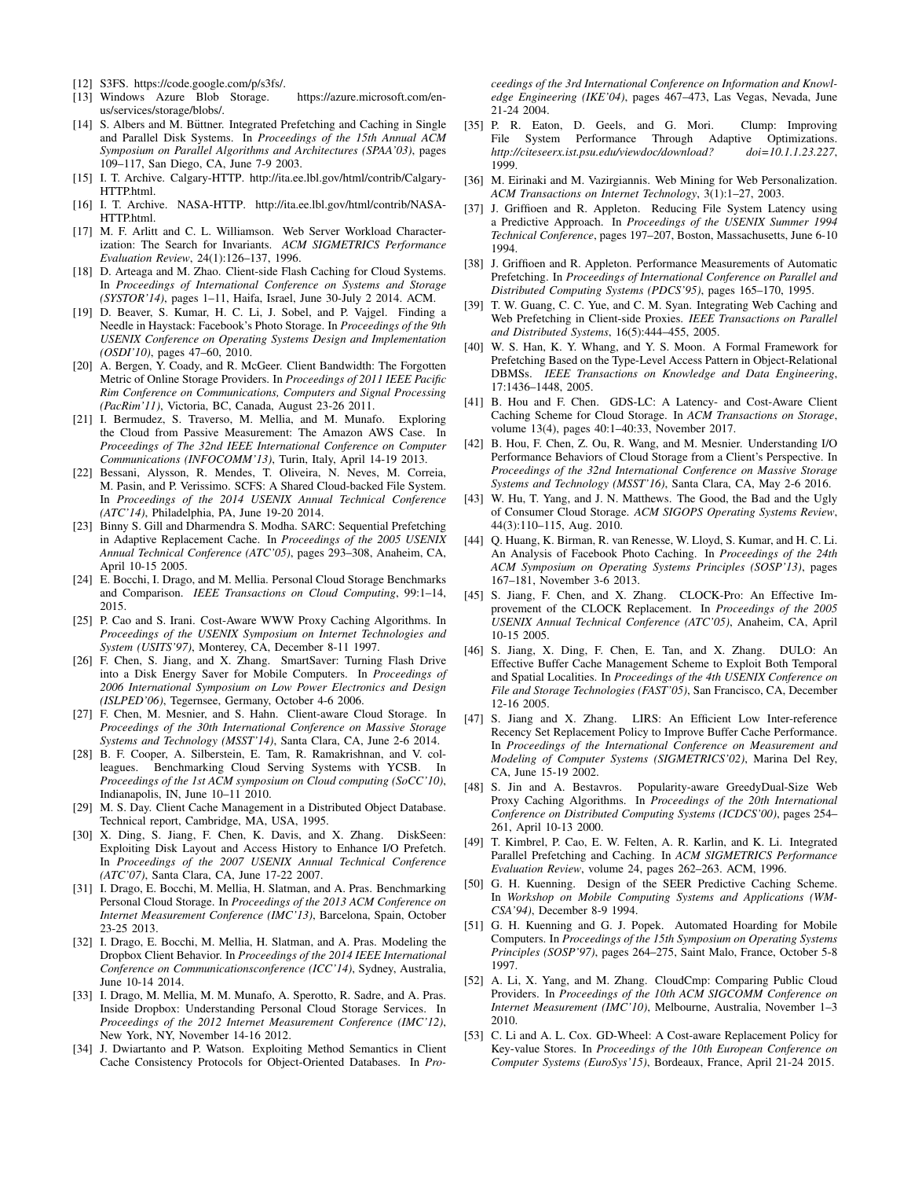[12] S3FS. https://code.google.com/p/s3fs/.

[13] Windows Azure Blob Storage. https://azure.microsoft.com/en-us/services/storage/blobs/.

[14] S. Albers and M. Büttner. Integrated Prefetching and Caching in Single and Parallel Disk Systems. In *Proceedings of the 15th Annual ACM Symposium on Parallel Algorithms and Architectures (SPAA'03)*, pages 109–117, San Diego, CA, June 7-9 2003.

[15] I. T. Archive. Calgary-HTTP. http://ita.ee.lbl.gov/html/contrib/Calgary-HTTP.html.

[16] I. T. Archive. NASA-HTTP. http://ita.ee.lbl.gov/html/contrib/NASA-HTTP.html.

[17] M. F. Arlitt and C. L. Williamson. Web Server Workload Characterization: The Search for Invariants. *ACM SIGMETRICS Performance Evaluation Review*, 24(1):126–137, 1996.

[18] D. Arteaga and M. Zhao. Client-side Flash Caching for Cloud Systems. In *Proceedings of International Conference on Systems and Storage (SYSTOR'14)*, pages 1–11, Haifa, Israel, June 30-July 2 2014. ACM.

[19] D. Beaver, S. Kumar, H. C. Li, J. Sobel, and P. Vajgel. Finding a Needle in Haystack: Facebook's Photo Storage. In *Proceedings of the 9th USENIX Conference on Operating Systems Design and Implementation (OSDI'10)*, pages 47–60, 2010.

[20] A. Bergen, Y. Coady, and R. McGeer. Client Bandwidth: The Forgotten Metric of Online Storage Providers. In *Proceedings of 2011 IEEE Pacific Rim Conference on Communications, Computers and Signal Processing (PacRim'11)*, Victoria, BC, Canada, August 23-26 2011.

[21] I. Bermudez, S. Traverso, M. Mellia, and M. Munafo. Exploring the Cloud from Passive Measurement: The Amazon AWS Case. In *Proceedings of The 32nd IEEE International Conference on Computer Communications (INFOCOMM'13)*, Turin, Italy, April 14-19 2013.

[22] Bessani, Alysson, R. Mendes, T. Oliveira, N. Neves, M. Correia, M. Pasin, and P. Verissimo. SCFS: A Shared Cloud-backed File System. In *Proceedings of the 2014 USENIX Annual Technical Conference (ATC'14)*, Philadelphia, PA, June 19-20 2014.

[23] Binny S. Gill and Dharmendra S. Modha. SARC: Sequential Prefetching in Adaptive Replacement Cache. In *Proceedings of the 2005 USENIX Annual Technical Conference (ATC'05)*, pages 293–308, Anaheim, CA, April 10-15 2005.

[24] E. Bocchi, I. Drago, and M. Mellia. Personal Cloud Storage Benchmarks and Comparison. *IEEE Transactions on Cloud Computing*, 99:1–14, 2015.

[25] P. Cao and S. Irani. Cost-Aware WWW Proxy Caching Algorithms. In *Proceedings of the USENIX Symposium on Internet Technologies and System (USITS'97)*, Monterey, CA, December 8-11 1997.

[26] F. Chen, S. Jiang, and X. Zhang. SmartSaver: Turning Flash Drive into a Disk Energy Saver for Mobile Computers. In *Proceedings of 2006 International Symposium on Low Power Electronics and Design (ISLPED'06)*, Tegernsee, Germany, October 4-6 2006.

[27] F. Chen, M. Mesnier, and S. Hahn. Client-aware Cloud Storage. In *Proceedings of the 30th International Conference on Massive Storage Systems and Technology (MSST'14)*, Santa Clara, CA, June 2-6 2014.

[28] B. F. Cooper, A. Silberstein, E. Tam, R. Ramakrishnan, and V. colleagues. Benchmarking Cloud Serving Systems with YCSB. In *Proceedings of the 1st ACM symposium on Cloud computing (SoCC'10)*, Indianapolis, IN, June 10–11 2010.

[29] M. S. Day. Client Cache Management in a Distributed Object Database. Technical report, Cambridge, MA, USA, 1995.

[30] X. Ding, S. Jiang, F. Chen, K. Davis, and X. Zhang. DiskSeen: Exploiting Disk Layout and Access History to Enhance I/O Prefetch. In *Proceedings of the 2007 USENIX Annual Technical Conference (ATC'07)*, Santa Clara, CA, June 17-22 2007.

[31] I. Drago, E. Bocchi, M. Mellia, H. Slatman, and A. Pras. Benchmarking Personal Cloud Storage. In *Proceedings of the 2013 ACM Conference on Internet Measurement Conference (IMC'13)*, Barcelona, Spain, October 23-25 2013.

[32] I. Drago, E. Bocchi, M. Mellia, H. Slatman, and A. Pras. Modeling the Dropbox Client Behavior. In *Proceedings of the 2014 IEEE International Conference on Communicationsconference (ICC'14)*, Sydney, Australia, June 10-14 2014.

[33] I. Drago, M. Mellia, M. M. Munafo, A. Sperotto, R. Sadre, and A. Pras. Inside Dropbox: Understanding Personal Cloud Storage Services. In *Proceedings of the 2012 Internet Measurement Conference (IMC'12)*, New York, NY, November 14-16 2012.

[34] J. Dwiartanto and P. Watson. Exploiting Method Semantics in Client Cache Consistency Protocols for Object-Oriented Databases. In *Proceedings of the 3rd International Conference on Information and Knowledge Engineering (IKE'04)*, pages 467–473, Las Vegas, Nevada, June 21-24 2004.

[35] P. R. Eaton, D. Geels, and G. Mori. Clump: Improving File System Performance Through Adaptive Optimizations. *http://citeseerx.ist.psu.edu/viewdoc/download? doi=10.1.1.23.227*, 1999.

[36] M. Eirinaki and M. Vazirgiannis. Web Mining for Web Personalization. *ACM Transactions on Internet Technology*, 3(1):1–27, 2003.

[37] J. Griffioen and R. Appleton. Reducing File System Latency using a Predictive Approach. In *Proceedings of the USENIX Summer 1994 Technical Conference*, pages 197–207, Boston, Massachusetts, June 6-10 1994.

[38] J. Griffioen and R. Appleton. Performance Measurements of Automatic Prefetching. In *Proceedings of International Conference on Parallel and Distributed Computing Systems (PDCS'95)*, pages 165–170, 1995.

[39] T. W. Guang, C. C. Yue, and C. M. Syan. Integrating Web Caching and Web Prefetching in Client-side Proxies. *IEEE Transactions on Parallel and Distributed Systems*, 16(5):444–455, 2005.

[40] W. S. Han, K. Y. Whang, and Y. S. Moon. A Formal Framework for Prefetching Based on the Type-Level Access Pattern in Object-Relational DBMSs. *IEEE Transactions on Knowledge and Data Engineering*, 17:1436–1448, 2005.

[41] B. Hou and F. Chen. GDS-LC: A Latency- and Cost-Aware Client Caching Scheme for Cloud Storage. In *ACM Transactions on Storage*, volume 13(4), pages 40:1–40:33, November 2017.

[42] B. Hou, F. Chen, Z. Ou, R. Wang, and M. Mesnier. Understanding I/O Performance Behaviors of Cloud Storage from a Client's Perspective. In *Proceedings of the 32nd International Conference on Massive Storage Systems and Technology (MSST'16)*, Santa Clara, CA, May 2-6 2016.

[43] W. Hu, T. Yang, and J. N. Matthews. The Good, the Bad and the Ugly of Consumer Cloud Storage. *ACM SIGOPS Operating Systems Review*, 44(3):110–115, Aug. 2010.

[44] Q. Huang, K. Birman, R. van Renesse, W. Lloyd, S. Kumar, and H. C. Li. An Analysis of Facebook Photo Caching. In *Proceedings of the 24th ACM Symposium on Operating Systems Principles (SOSP'13)*, pages 167–181, November 3-6 2013.

[45] S. Jiang, F. Chen, and X. Zhang. CLOCK-Pro: An Effective Improvement of the CLOCK Replacement. In *Proceedings of the 2005 USENIX Annual Technical Conference (ATC'05)*, Anaheim, CA, April 10-15 2005.

[46] S. Jiang, X. Ding, F. Chen, E. Tan, and X. Zhang. DULO: An Effective Buffer Cache Management Scheme to Exploit Both Temporal and Spatial Localities. In *Proceedings of the 4th USENIX Conference on File and Storage Technologies (FAST'05)*, San Francisco, CA, December 12-16 2005.

[47] S. Jiang and X. Zhang. LIRS: An Efficient Low Inter-reference Recency Set Replacement Policy to Improve Buffer Cache Performance. In *Proceedings of the International Conference on Measurement and Modeling of Computer Systems (SIGMETRICS'02)*, Marina Del Rey, CA, June 15-19 2002.

[48] S. Jin and A. Bestavros. Popularity-aware GreedyDual-Size Web Proxy Caching Algorithms. In *Proceedings of the 20th International Conference on Distributed Computing Systems (ICDCS'00)*, pages 254–261, April 10-13 2000.

[49] T. Kimbrel, P. Cao, E. W. Felten, A. R. Karlin, and K. Li. Integrated Parallel Prefetching and Caching. In *ACM SIGMETRICS Performance Evaluation Review*, volume 24, pages 262–263. ACM, 1996.

[50] G. H. Kuenning. Design of the SEER Predictive Caching Scheme. In *Workshop on Mobile Computing Systems and Applications (WM-CSA'94)*, December 8-9 1994.

[51] G. H. Kuenning and G. J. Popek. Automated Hoarding for Mobile Computers. In *Proceedings of the 15th Symposium on Operating Systems Principles (SOSP'97)*, pages 264–275, Saint Malo, France, October 5-8 1997.

[52] A. Li, X. Yang, and M. Zhang. CloudCmp: Comparing Public Cloud Providers. In *Proceedings of the 10th ACM SIGCOMM Conference on Internet Measurement (IMC'10)*, Melbourne, Australia, November 1–3 2010.

[53] C. Li and A. L. Cox. GD-Wheel: A Cost-aware Replacement Policy for Key-value Stores. In *Proceedings of the 10th European Conference on Computer Systems (EuroSys'15)*, Bordeaux, France, April 21-24 2015.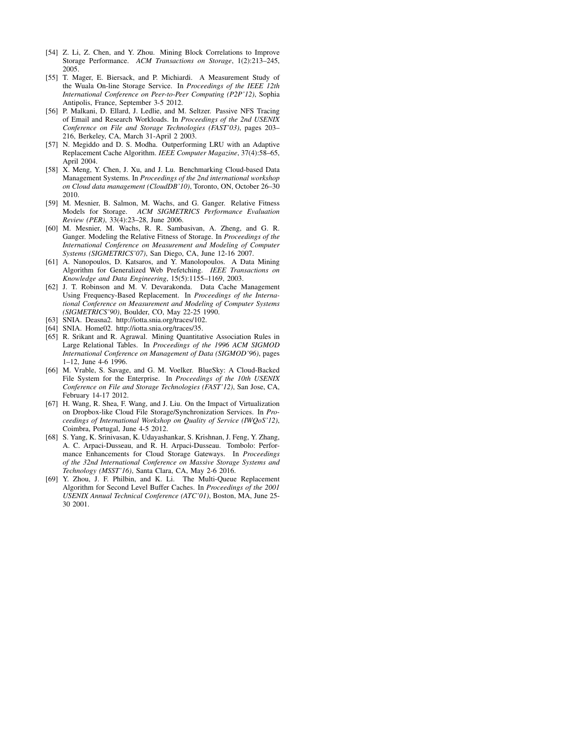[54] Z. Li, Z. Chen, and Y. Zhou. Mining Block Correlations to Improve Storage Performance. *ACM Transactions on Storage*, 1(2):213–245, 2005.

[55] T. Mager, E. Biersack, and P. Michiardi. A Measurement Study of the Wuala On-line Storage Service. In *Proceedings of the IEEE 12th International Conference on Peer-to-Peer Computing (P2P'12)*, Sophia Antipolis, France, September 3-5 2012.

[56] P. Malkani, D. Ellard, J. Ledlie, and M. Seltzer. Passive NFS Tracing of Email and Research Workloads. In *Proceedings of the 2nd USENIX Conference on File and Storage Technologies (FAST'03)*, pages 203–216, Berkeley, CA, March 31-April 2 2003.

[57] N. Megiddo and D. S. Modha. Outperforming LRU with an Adaptive Replacement Cache Algorithm. *IEEE Computer Magazine*, 37(4):58–65, April 2004.

[58] X. Meng, Y. Chen, J. Xu, and J. Lu. Benchmarking Cloud-based Data Management Systems. In *Proceedings of the 2nd international workshop on Cloud data management (CloudDB'10)*, Toronto, ON, October 26–30 2010.

[59] M. Mesnier, B. Salmon, M. Wachs, and G. Ganger. Relative Fitness Models for Storage. *ACM SIGMETRICS Performance Evaluation Review (PER)*, 33(4):23–28, June 2006.

[60] M. Mesnier, M. Wachs, R. R. Sambasivan, A. Zheng, and G. R. Ganger. Modeling the Relative Fitness of Storage. In *Proceedings of the International Conference on Measurement and Modeling of Computer Systems (SIGMETRICS'07)*, San Diego, CA, June 12-16 2007.

[61] A. Nanopoulos, D. Katsaros, and Y. Manolopoulos. A Data Mining Algorithm for Generalized Web Prefetching. *IEEE Transactions on Knowledge and Data Engineering*, 15(5):1155–1169, 2003.

[62] J. T. Robinson and M. V. Devarakonda. Data Cache Management Using Frequency-Based Replacement. In *Proceedings of the International Conference on Measurement and Modeling of Computer Systems (SIGMETRICS'90)*, Boulder, CO, May 22-25 1990.

[63] SNIA. Deasna2. http://iotta.snia.org/traces/102.

[64] SNIA. Home02. http://iotta.snia.org/traces/35.

[65] R. Srikant and R. Agrawal. Mining Quantitative Association Rules in Large Relational Tables. In *Proceedings of the 1996 ACM SIGMOD International Conference on Management of Data (SIGMOD'96)*, pages 1–12, June 4-6 1996.

[66] M. Vrable, S. Savage, and G. M. Voelker. BlueSky: A Cloud-Backed File System for the Enterprise. In *Proceedings of the 10th USENIX Conference on File and Storage Technologies (FAST'12)*, San Jose, CA, February 14-17 2012.

[67] H. Wang, R. Shea, F. Wang, and J. Liu. On the Impact of Virtualization on Dropbox-like Cloud File Storage/Synchronization Services. In *Proceedings of International Workshop on Quality of Service (IWQoS'12)*, Coimbra, Portugal, June 4-5 2012.

[68] S. Yang, K. Srinivasan, K. Udayashankar, S. Krishnan, J. Feng, Y. Zhang, A. C. Arpaci-Dusseau, and R. H. Arpaci-Dusseau. Tombolo: Performance Enhancements for Cloud Storage Gateways. In *Proceedings of the 32nd International Conference on Massive Storage Systems and Technology (MSST'16)*, Santa Clara, CA, May 2-6 2016.

[69] Y. Zhou, J. F. Philbin, and K. Li. The Multi-Queue Replacement Algorithm for Second Level Buffer Caches. In *Proceedings of the 2001 USENIX Annual Technical Conference (ATC'01)*, Boston, MA, June 25-30 2001.